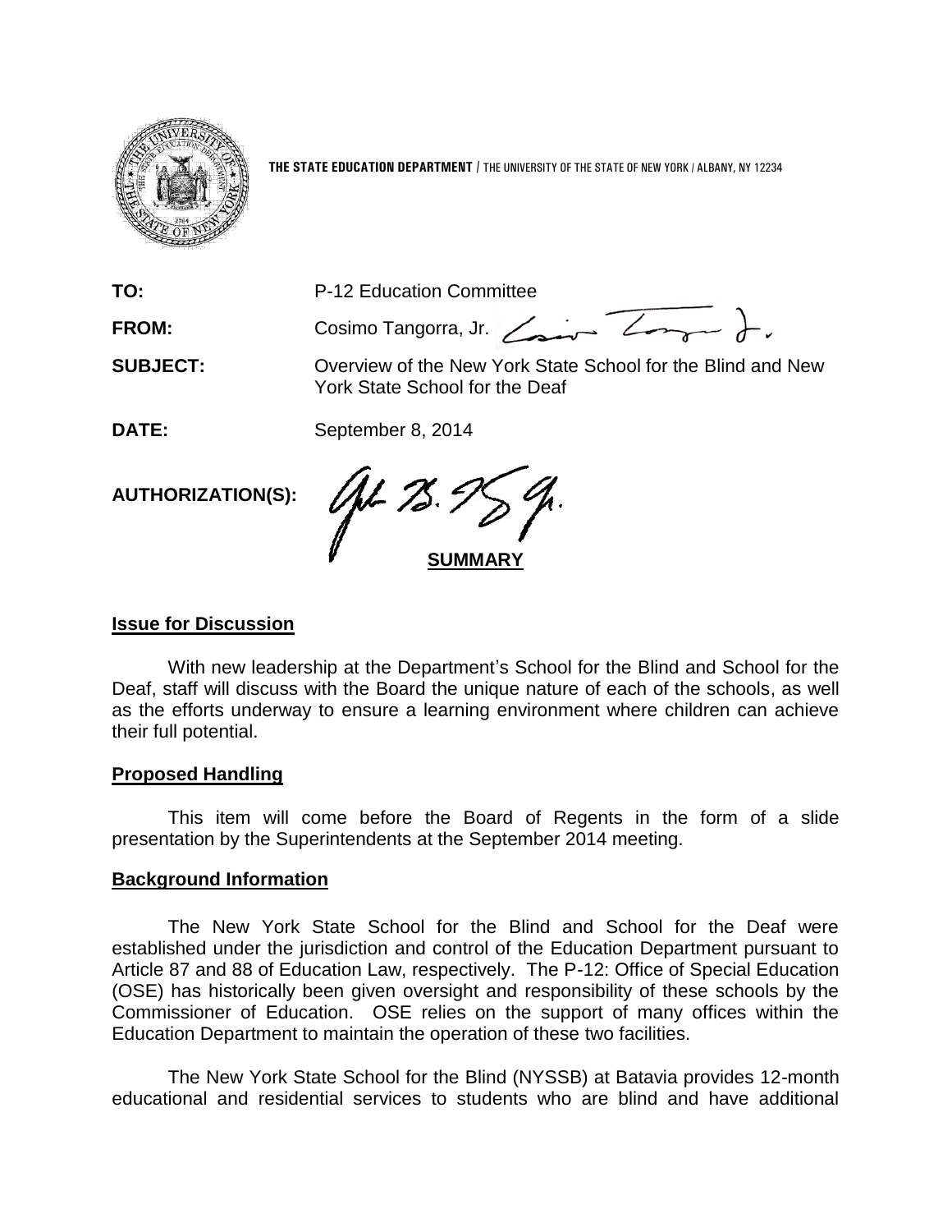**THE STATE EDUCATION DEPARTMENT** / THE UNIVERSITY OF THE STATE OF NEW YORK / ALBANY, NY 12234

**TO:** P-12 Education Committee

**FROM:** Cosimo Tangorra, Jr.

**SUBJECT:** Overview of the New York State School for the Blind and New York State School for the Deaf

**DATE:** September 8, 2014

**AUTHORIZATION(S):**

**SUMMARY**

**Issue for Discussion**

With new leadership at the Department's School for the Blind and School for the Deaf, staff will discuss with the Board the unique nature of each of the schools, as well as the efforts underway to ensure a learning environment where children can achieve their full potential.

**Proposed Handling**

This item will come before the Board of Regents in the form of a slide presentation by the Superintendents at the September 2014 meeting.

**Background Information**

The New York State School for the Blind and School for the Deaf were established under the jurisdiction and control of the Education Department pursuant to Article 87 and 88 of Education Law, respectively. The P-12: Office of Special Education (OSE) has historically been given oversight and responsibility of these schools by the Commissioner of Education. OSE relies on the support of many offices within the Education Department to maintain the operation of these two facilities.

The New York State School for the Blind (NYSSB) at Batavia provides 12-month educational and residential services to students who are blind and have additional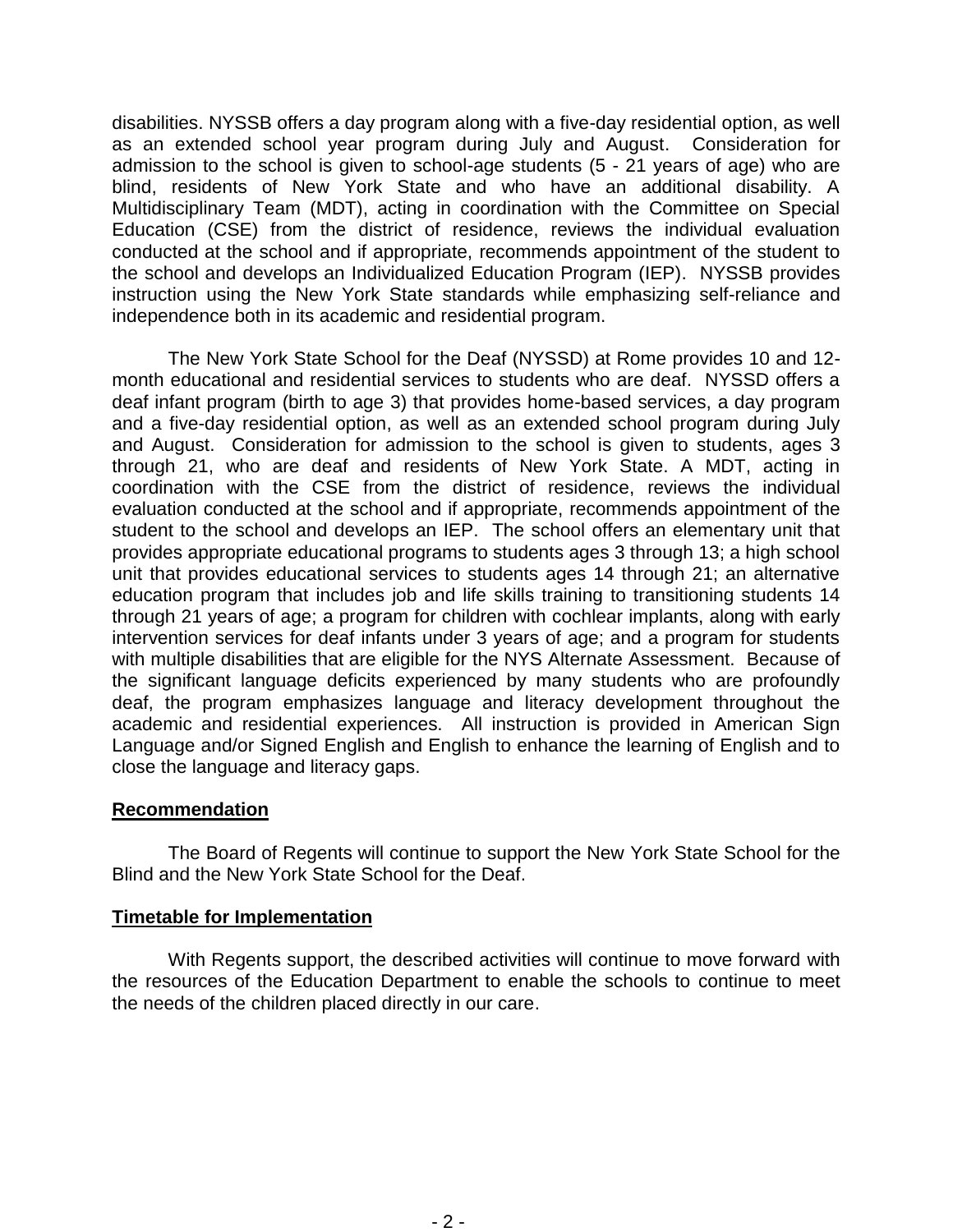disabilities. NYSSB offers a day program along with a five-day residential option, as well as an extended school year program during July and August. Consideration for admission to the school is given to school-age students (5 - 21 years of age) who are blind, residents of New York State and who have an additional disability. A Multidisciplinary Team (MDT), acting in coordination with the Committee on Special Education (CSE) from the district of residence, reviews the individual evaluation conducted at the school and if appropriate, recommends appointment of the student to the school and develops an Individualized Education Program (IEP). NYSSB provides instruction using the New York State standards while emphasizing self-reliance and independence both in its academic and residential program.

The New York State School for the Deaf (NYSSD) at Rome provides 10 and 12-month educational and residential services to students who are deaf. NYSSD offers a deaf infant program (birth to age 3) that provides home-based services, a day program and a five-day residential option, as well as an extended school program during July and August. Consideration for admission to the school is given to students, ages 3 through 21, who are deaf and residents of New York State. A MDT, acting in coordination with the CSE from the district of residence, reviews the individual evaluation conducted at the school and if appropriate, recommends appointment of the student to the school and develops an IEP. The school offers an elementary unit that provides appropriate educational programs to students ages 3 through 13; a high school unit that provides educational services to students ages 14 through 21; an alternative education program that includes job and life skills training to transitioning students 14 through 21 years of age; a program for children with cochlear implants, along with early intervention services for deaf infants under 3 years of age; and a program for students with multiple disabilities that are eligible for the NYS Alternate Assessment. Because of the significant language deficits experienced by many students who are profoundly deaf, the program emphasizes language and literacy development throughout the academic and residential experiences. All instruction is provided in American Sign Language and/or Signed English and English to enhance the learning of English and to close the language and literacy gaps.

**Recommendation**

The Board of Regents will continue to support the New York State School for the Blind and the New York State School for the Deaf.

**Timetable for Implementation**

With Regents support, the described activities will continue to move forward with the resources of the Education Department to enable the schools to continue to meet the needs of the children placed directly in our care.